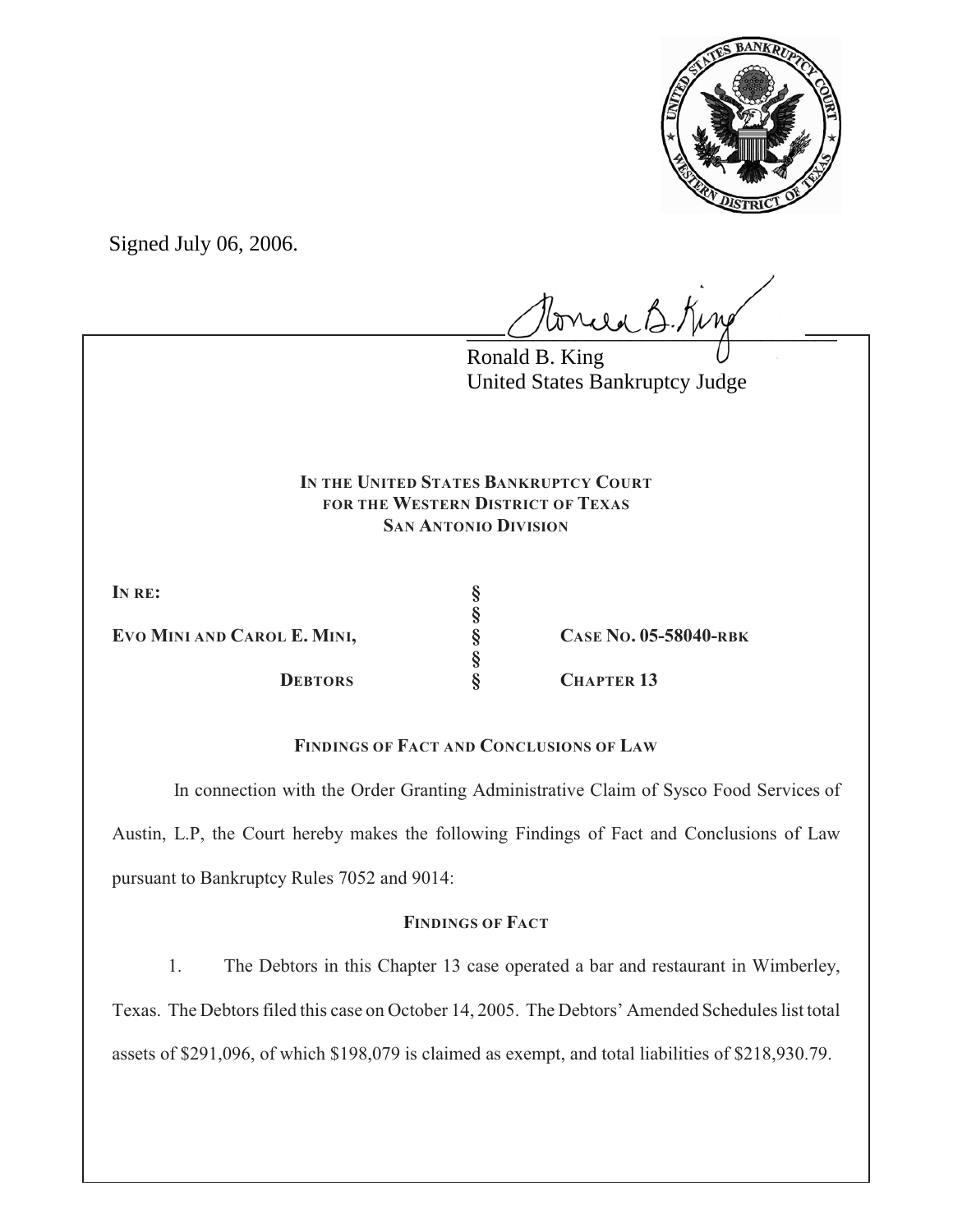Signed July 06, 2006.

Ronald B. King
United States Bankruptcy Judge

**IN THE UNITED STATES BANKRUPTCY COURT**
**FOR THE WESTERN DISTRICT OF TEXAS**
**SAN ANTONIO DIVISION**

| | | |
|---|---|---|
| **IN RE:** | § | |
| | § | |
| **EVO MINI AND CAROL E. MINI,** | § | **CASE NO. 05-58040-RBK** |
| | § | |
| **DEBTORS** | § | **CHAPTER 13** |

**FINDINGS OF FACT AND CONCLUSIONS OF LAW**

In connection with the Order Granting Administrative Claim of Sysco Food Services of Austin, L.P, the Court hereby makes the following Findings of Fact and Conclusions of Law pursuant to Bankruptcy Rules 7052 and 9014:

**FINDINGS OF FACT**

1. The Debtors in this Chapter 13 case operated a bar and restaurant in Wimberley, Texas. The Debtors filed this case on October 14, 2005. The Debtors' Amended Schedules list total assets of $291,096, of which $198,079 is claimed as exempt, and total liabilities of $218,930.79.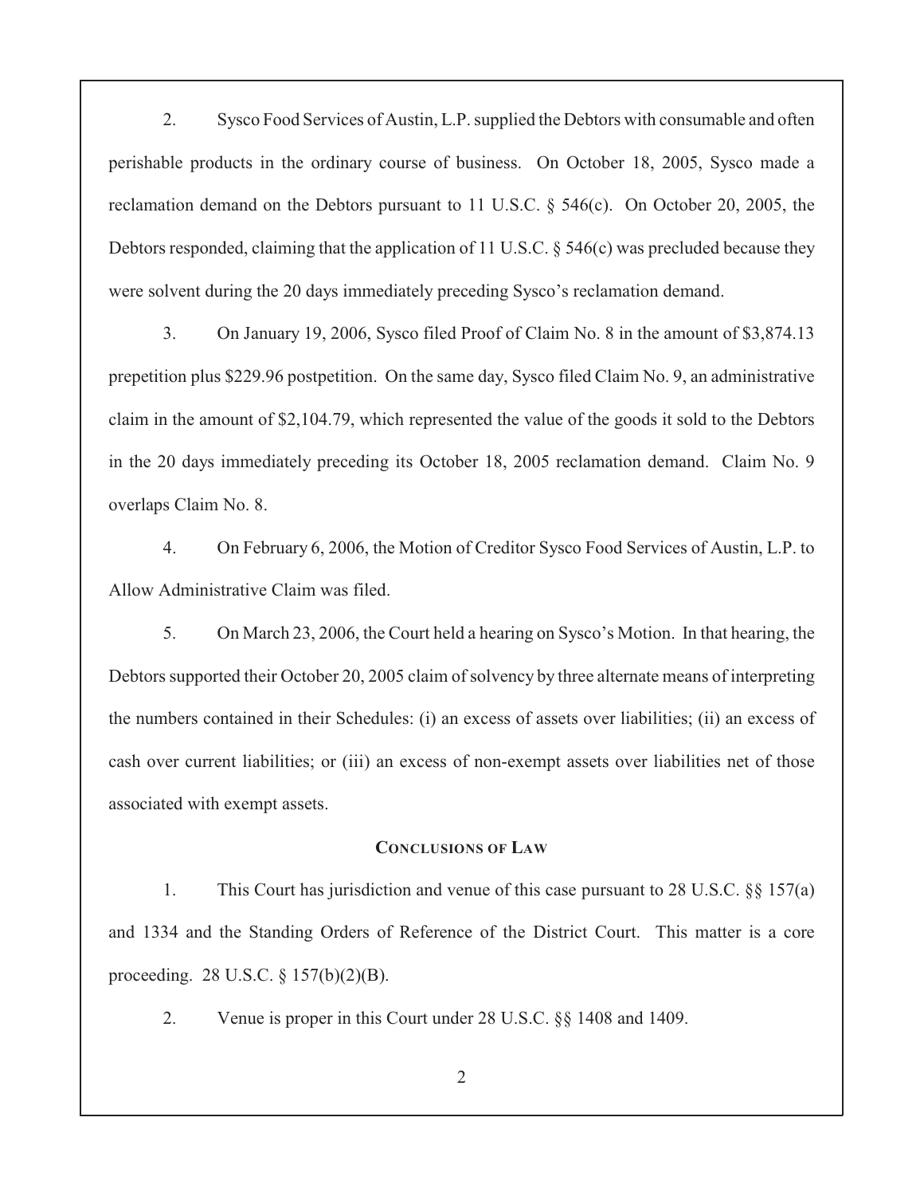2. Sysco Food Services of Austin, L.P. supplied the Debtors with consumable and often perishable products in the ordinary course of business. On October 18, 2005, Sysco made a reclamation demand on the Debtors pursuant to 11 U.S.C. § 546(c). On October 20, 2005, the Debtors responded, claiming that the application of 11 U.S.C. § 546(c) was precluded because they were solvent during the 20 days immediately preceding Sysco's reclamation demand.

3. On January 19, 2006, Sysco filed Proof of Claim No. 8 in the amount of $3,874.13 prepetition plus $229.96 postpetition. On the same day, Sysco filed Claim No. 9, an administrative claim in the amount of $2,104.79, which represented the value of the goods it sold to the Debtors in the 20 days immediately preceding its October 18, 2005 reclamation demand. Claim No. 9 overlaps Claim No. 8.

4. On February 6, 2006, the Motion of Creditor Sysco Food Services of Austin, L.P. to Allow Administrative Claim was filed.

5. On March 23, 2006, the Court held a hearing on Sysco's Motion. In that hearing, the Debtors supported their October 20, 2005 claim of solvency by three alternate means of interpreting the numbers contained in their Schedules: (i) an excess of assets over liabilities; (ii) an excess of cash over current liabilities; or (iii) an excess of non-exempt assets over liabilities net of those associated with exempt assets.

## CONCLUSIONS OF LAW

1. This Court has jurisdiction and venue of this case pursuant to 28 U.S.C. §§ 157(a) and 1334 and the Standing Orders of Reference of the District Court. This matter is a core proceeding. 28 U.S.C. § 157(b)(2)(B).

2. Venue is proper in this Court under 28 U.S.C. §§ 1408 and 1409.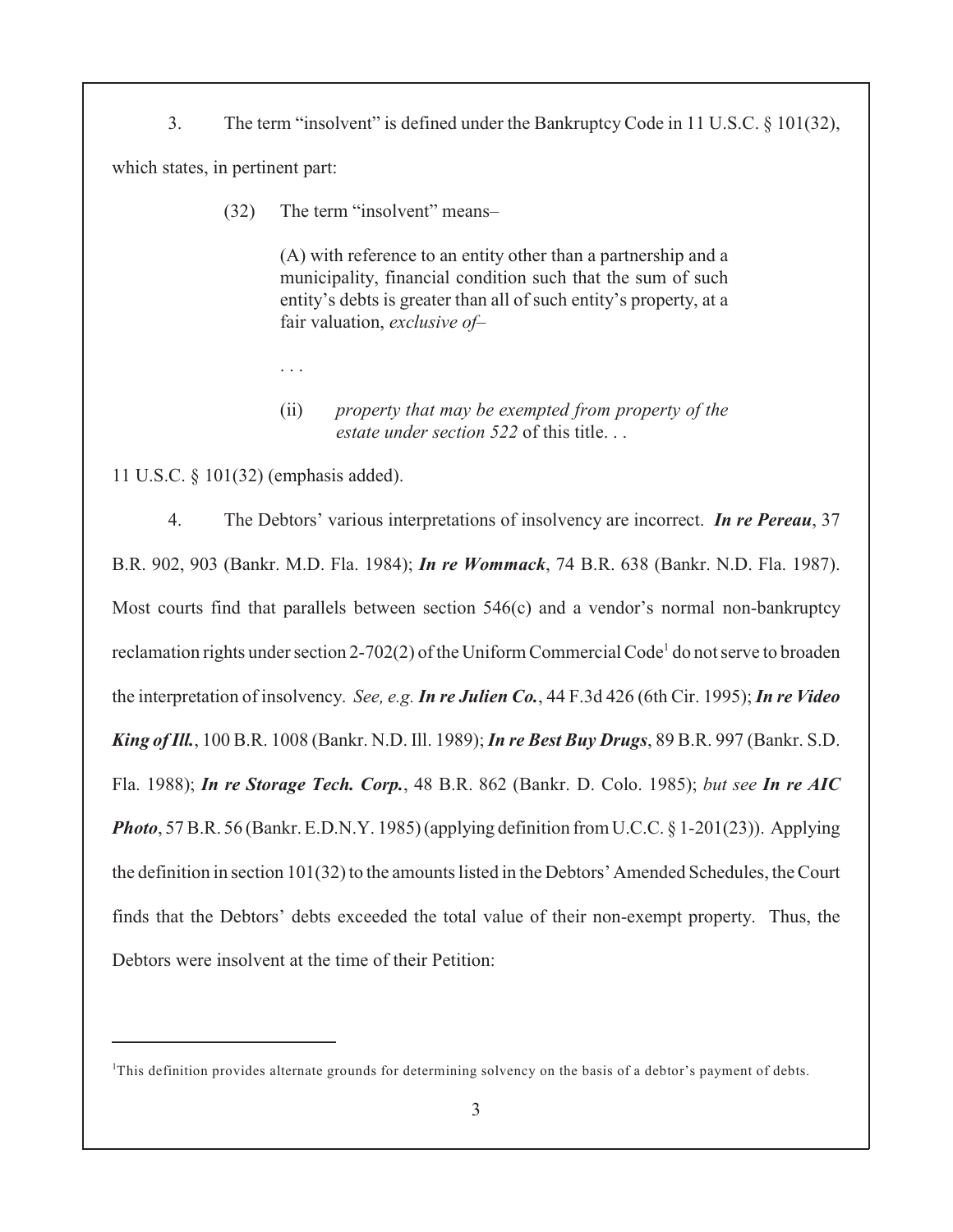3. The term "insolvent" is defined under the Bankruptcy Code in 11 U.S.C. § 101(32), which states, in pertinent part:

> (32) The term "insolvent" means–
>
> (A) with reference to an entity other than a partnership and a municipality, financial condition such that the sum of such entity's debts is greater than all of such entity's property, at a fair valuation, *exclusive of*–
>
> . . .
>
> (ii) *property that may be exempted from property of the estate under section 522* of this title. . .

11 U.S.C. § 101(32) (emphasis added).

4. The Debtors' various interpretations of insolvency are incorrect. ***In re Pereau***, 37 B.R. 902, 903 (Bankr. M.D. Fla. 1984); ***In re Wommack***, 74 B.R. 638 (Bankr. N.D. Fla. 1987). Most courts find that parallels between section 546(c) and a vendor's normal non-bankruptcy reclamation rights under section 2-702(2) of the Uniform Commercial Code[1] do not serve to broaden the interpretation of insolvency. *See, e.g.* ***In re Julien Co.***, 44 F.3d 426 (6th Cir. 1995); ***In re Video King of Ill.***, 100 B.R. 1008 (Bankr. N.D. Ill. 1989); ***In re Best Buy Drugs***, 89 B.R. 997 (Bankr. S.D. Fla. 1988); ***In re Storage Tech. Corp.***, 48 B.R. 862 (Bankr. D. Colo. 1985); *but see* ***In re AIC Photo***, 57 B.R. 56 (Bankr. E.D.N.Y. 1985) (applying definition from U.C.C. § 1-201(23)). Applying the definition in section 101(32) to the amounts listed in the Debtors' Amended Schedules, the Court finds that the Debtors' debts exceeded the total value of their non-exempt property. Thus, the Debtors were insolvent at the time of their Petition:

---

[1] This definition provides alternate grounds for determining solvency on the basis of a debtor's payment of debts.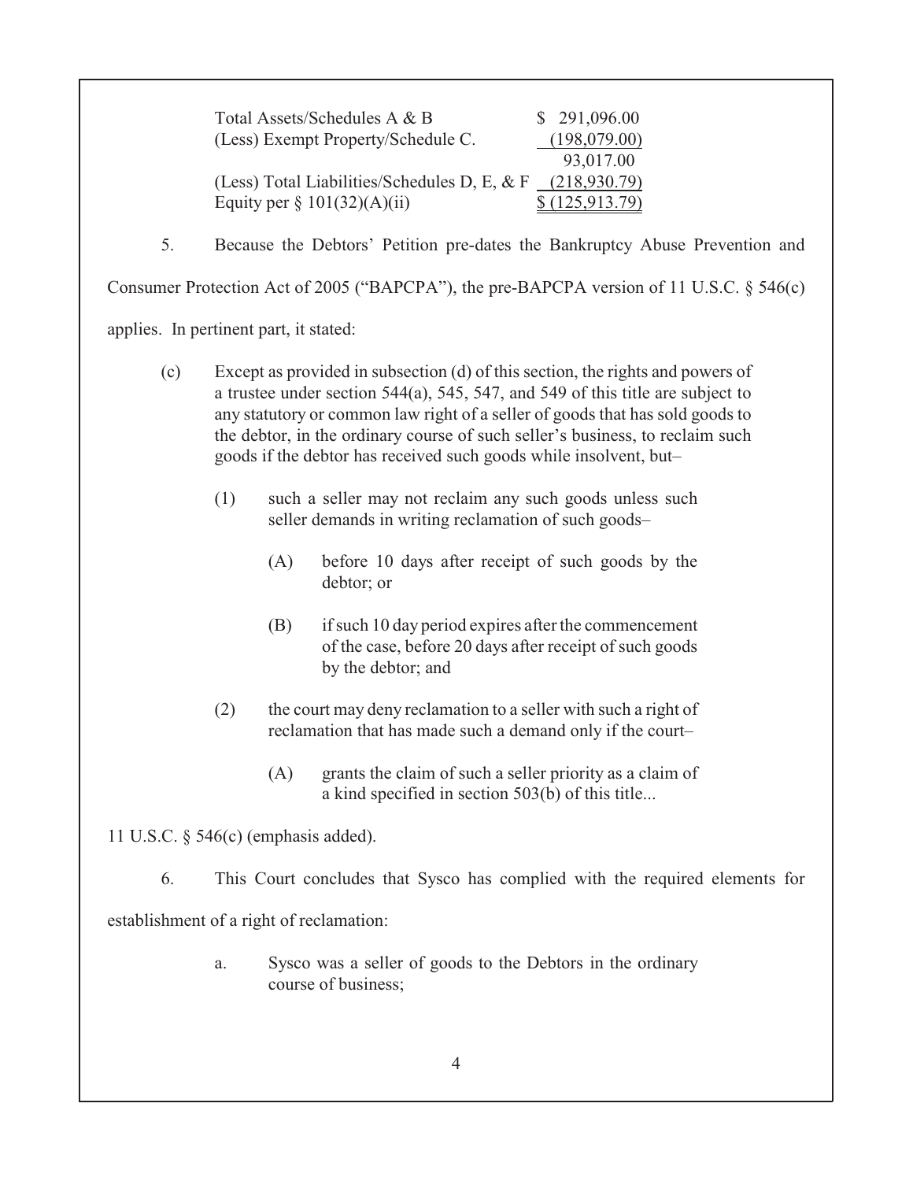| | |
|---|---|
| Total Assets/Schedules A & B | $ 291,096.00 |
| (Less) Exempt Property/Schedule C. | (198,079.00) |
| | 93,017.00 |
| (Less) Total Liabilities/Schedules D, E, & F | (218,930.79) |
| Equity per § 101(32)(A)(ii) | $ (125,913.79) |

5. Because the Debtors' Petition pre-dates the Bankruptcy Abuse Prevention and Consumer Protection Act of 2005 ("BAPCPA"), the pre-BAPCPA version of 11 U.S.C. § 546(c) applies. In pertinent part, it stated:

> (c) Except as provided in subsection (d) of this section, the rights and powers of a trustee under section 544(a), 545, 547, and 549 of this title are subject to any statutory or common law right of a seller of goods that has sold goods to the debtor, in the ordinary course of such seller's business, to reclaim such goods if the debtor has received such goods while insolvent, but–
>
> (1) such a seller may not reclaim any such goods unless such seller demands in writing reclamation of such goods–
>
> (A) before 10 days after receipt of such goods by the debtor; or
>
> (B) if such 10 day period expires after the commencement of the case, before 20 days after receipt of such goods by the debtor; and
>
> (2) the court may deny reclamation to a seller with such a right of reclamation that has made such a demand only if the court–
>
> (A) grants the claim of such a seller priority as a claim of a kind specified in section 503(b) of this title...

11 U.S.C. § 546(c) (emphasis added).

6. This Court concludes that Sysco has complied with the required elements for establishment of a right of reclamation:

> a. Sysco was a seller of goods to the Debtors in the ordinary course of business;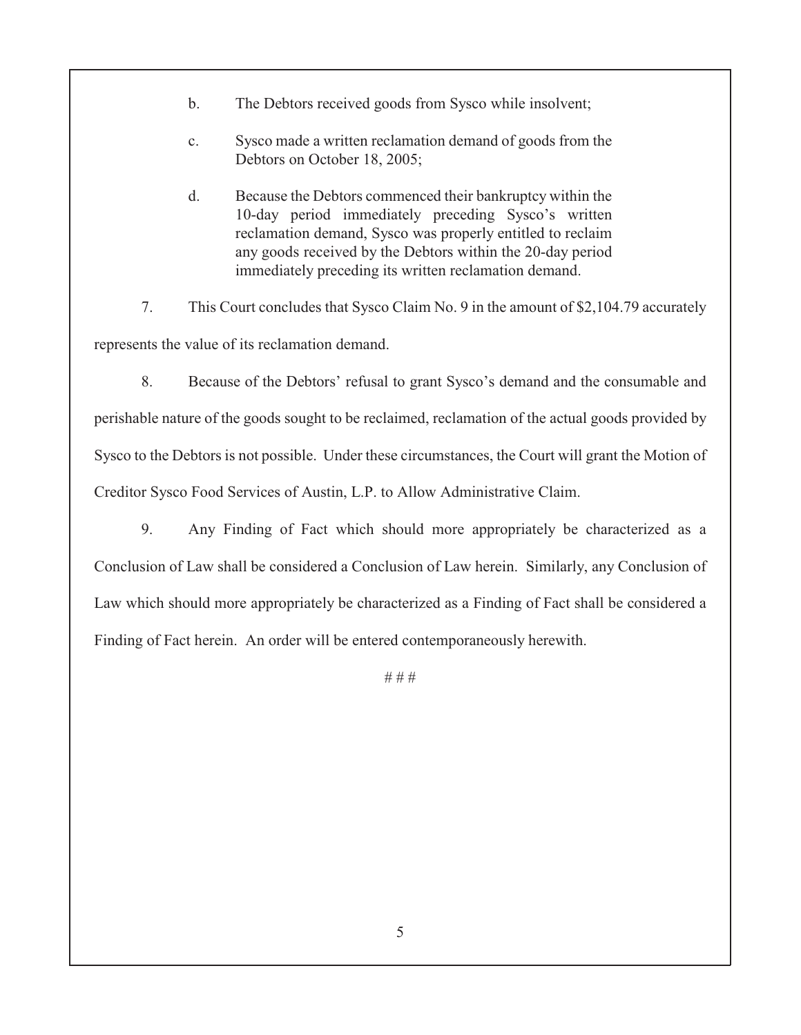b. The Debtors received goods from Sysco while insolvent;

c. Sysco made a written reclamation demand of goods from the Debtors on October 18, 2005;

d. Because the Debtors commenced their bankruptcy within the 10-day period immediately preceding Sysco's written reclamation demand, Sysco was properly entitled to reclaim any goods received by the Debtors within the 20-day period immediately preceding its written reclamation demand.

7. This Court concludes that Sysco Claim No. 9 in the amount of $2,104.79 accurately represents the value of its reclamation demand.

8. Because of the Debtors' refusal to grant Sysco's demand and the consumable and perishable nature of the goods sought to be reclaimed, reclamation of the actual goods provided by Sysco to the Debtors is not possible. Under these circumstances, the Court will grant the Motion of Creditor Sysco Food Services of Austin, L.P. to Allow Administrative Claim.

9. Any Finding of Fact which should more appropriately be characterized as a Conclusion of Law shall be considered a Conclusion of Law herein. Similarly, any Conclusion of Law which should more appropriately be characterized as a Finding of Fact shall be considered a Finding of Fact herein. An order will be entered contemporaneously herewith.

# # #